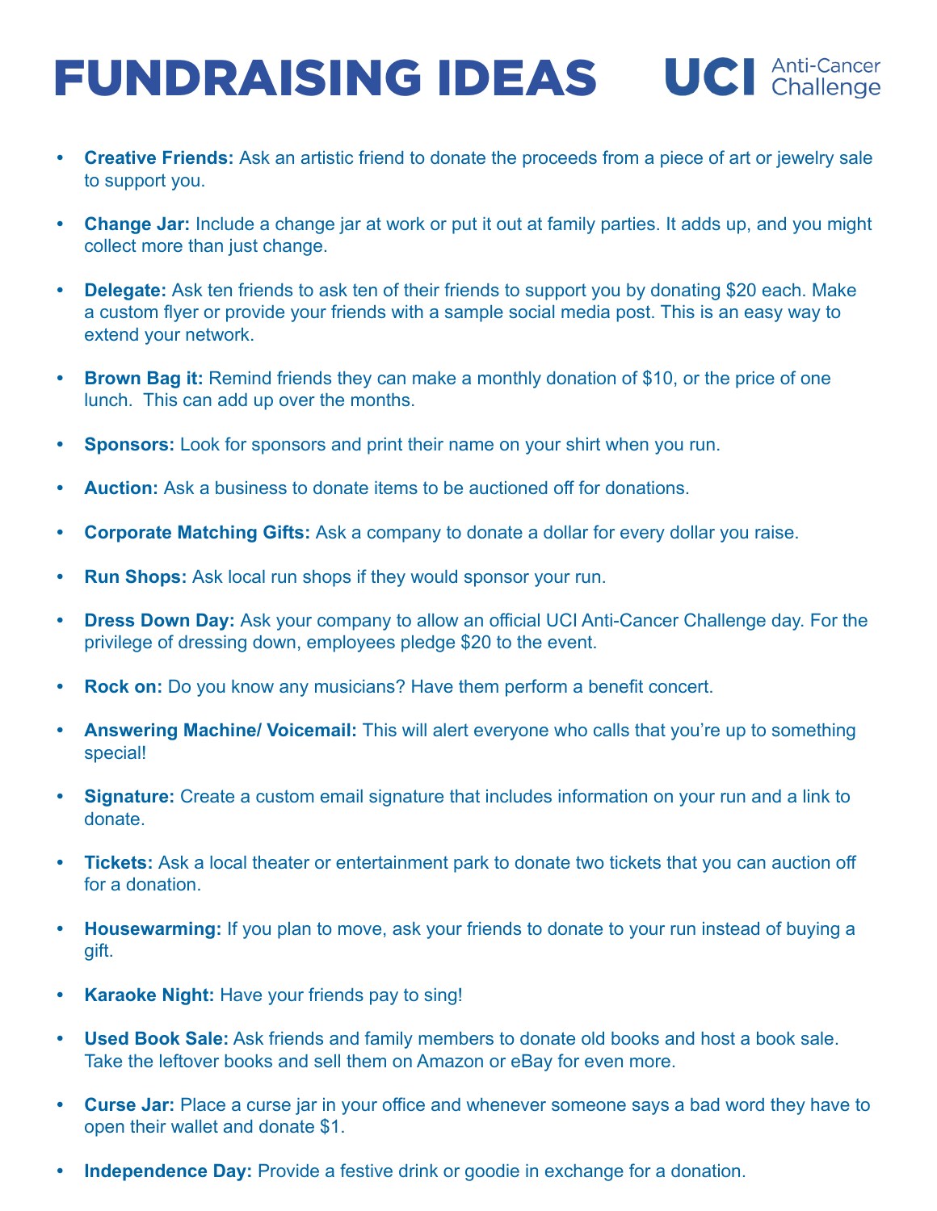# FUNDRAISING IDEAS

UCI Anti-Cancer Challenge

- **Creative Friends:** Ask an artistic friend to donate the proceeds from a piece of art or jewelry sale to support you.
- **Change Jar:** Include a change jar at work or put it out at family parties. It adds up, and you might collect more than just change.
- **Delegate:** Ask ten friends to ask ten of their friends to support you by donating $20 each. Make a custom flyer or provide your friends with a sample social media post. This is an easy way to extend your network.
- **Brown Bag it:** Remind friends they can make a monthly donation of $10, or the price of one lunch. This can add up over the months.
- **Sponsors:** Look for sponsors and print their name on your shirt when you run.
- **Auction:** Ask a business to donate items to be auctioned off for donations.
- **Corporate Matching Gifts:** Ask a company to donate a dollar for every dollar you raise.
- **Run Shops:** Ask local run shops if they would sponsor your run.
- **Dress Down Day:** Ask your company to allow an official UCI Anti-Cancer Challenge day. For the privilege of dressing down, employees pledge $20 to the event.
- **Rock on:** Do you know any musicians? Have them perform a benefit concert.
- **Answering Machine/ Voicemail:** This will alert everyone who calls that you're up to something special!
- **Signature:** Create a custom email signature that includes information on your run and a link to donate.
- **Tickets:** Ask a local theater or entertainment park to donate two tickets that you can auction off for a donation.
- **Housewarming:** If you plan to move, ask your friends to donate to your run instead of buying a gift.
- **Karaoke Night:** Have your friends pay to sing!
- **Used Book Sale:** Ask friends and family members to donate old books and host a book sale. Take the leftover books and sell them on Amazon or eBay for even more.
- **Curse Jar:** Place a curse jar in your office and whenever someone says a bad word they have to open their wallet and donate $1.
- **Independence Day:** Provide a festive drink or goodie in exchange for a donation.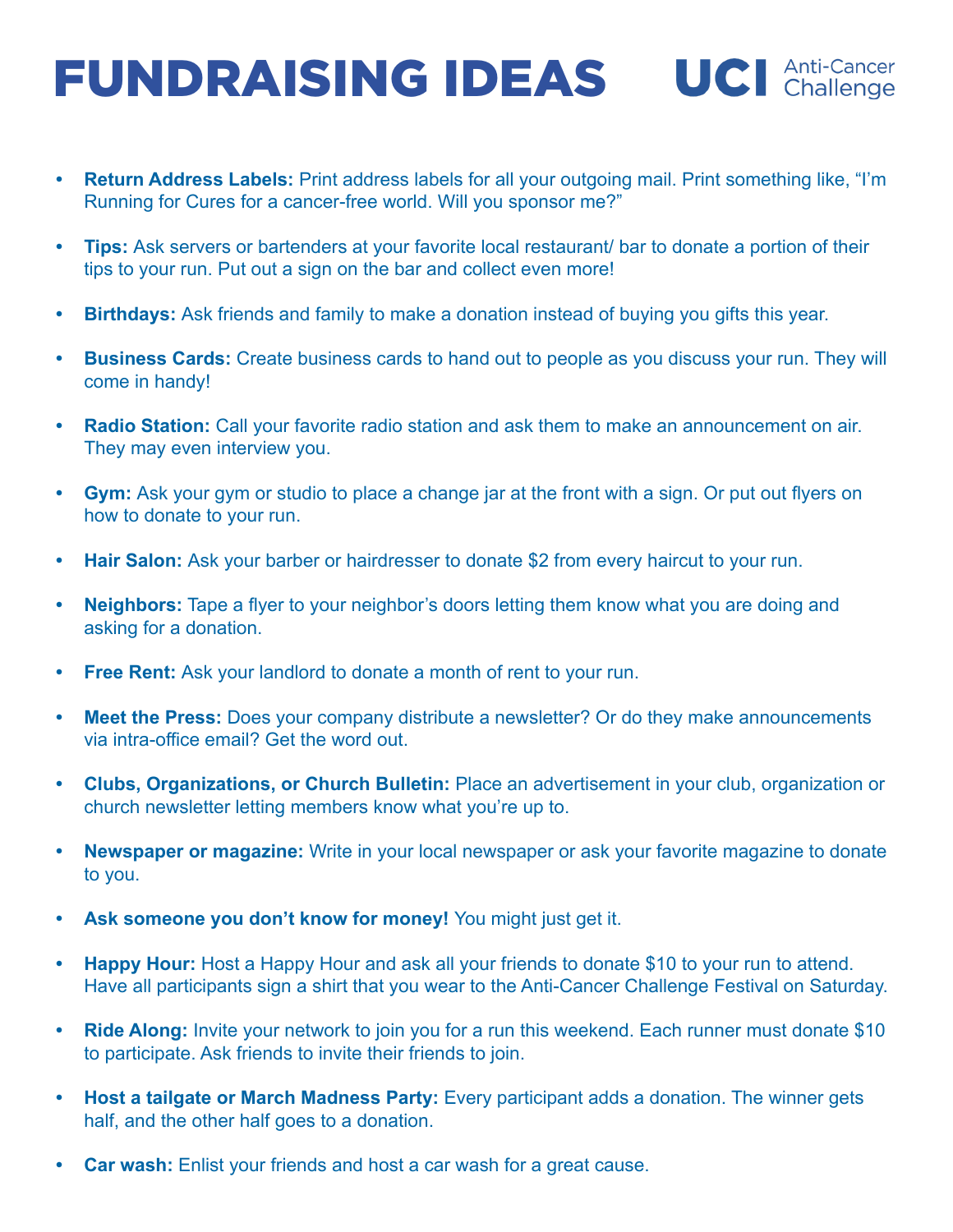# FUNDRAISING IDEAS

UCI Anti-Cancer Challenge

- **Return Address Labels:** Print address labels for all your outgoing mail. Print something like, "I'm Running for Cures for a cancer-free world. Will you sponsor me?"
- **Tips:** Ask servers or bartenders at your favorite local restaurant/ bar to donate a portion of their tips to your run. Put out a sign on the bar and collect even more!
- **Birthdays:** Ask friends and family to make a donation instead of buying you gifts this year.
- **Business Cards:** Create business cards to hand out to people as you discuss your run. They will come in handy!
- **Radio Station:** Call your favorite radio station and ask them to make an announcement on air. They may even interview you.
- **Gym:** Ask your gym or studio to place a change jar at the front with a sign. Or put out flyers on how to donate to your run.
- **Hair Salon:** Ask your barber or hairdresser to donate $2 from every haircut to your run.
- **Neighbors:** Tape a flyer to your neighbor's doors letting them know what you are doing and asking for a donation.
- **Free Rent:** Ask your landlord to donate a month of rent to your run.
- **Meet the Press:** Does your company distribute a newsletter? Or do they make announcements via intra-office email? Get the word out.
- **Clubs, Organizations, or Church Bulletin:** Place an advertisement in your club, organization or church newsletter letting members know what you're up to.
- **Newspaper or magazine:** Write in your local newspaper or ask your favorite magazine to donate to you.
- **Ask someone you don't know for money!** You might just get it.
- **Happy Hour:** Host a Happy Hour and ask all your friends to donate $10 to your run to attend. Have all participants sign a shirt that you wear to the Anti-Cancer Challenge Festival on Saturday.
- **Ride Along:** Invite your network to join you for a run this weekend. Each runner must donate $10 to participate. Ask friends to invite their friends to join.
- **Host a tailgate or March Madness Party:** Every participant adds a donation. The winner gets half, and the other half goes to a donation.
- **Car wash:** Enlist your friends and host a car wash for a great cause.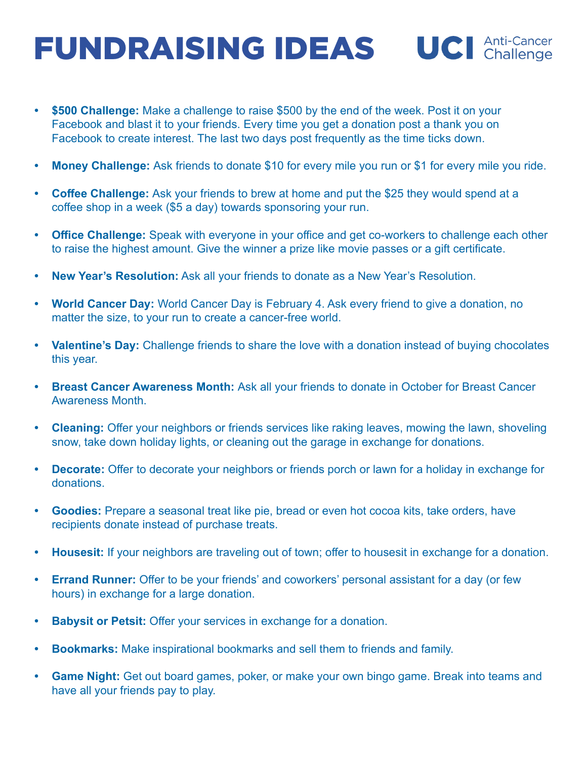# FUNDRAISING IDEAS

UCI Anti-Cancer Challenge

- **$500 Challenge:** Make a challenge to raise $500 by the end of the week. Post it on your Facebook and blast it to your friends. Every time you get a donation post a thank you on Facebook to create interest. The last two days post frequently as the time ticks down.
- **Money Challenge:** Ask friends to donate $10 for every mile you run or $1 for every mile you ride.
- **Coffee Challenge:** Ask your friends to brew at home and put the $25 they would spend at a coffee shop in a week ($5 a day) towards sponsoring your run.
- **Office Challenge:** Speak with everyone in your office and get co-workers to challenge each other to raise the highest amount. Give the winner a prize like movie passes or a gift certificate.
- **New Year's Resolution:** Ask all your friends to donate as a New Year's Resolution.
- **World Cancer Day:** World Cancer Day is February 4. Ask every friend to give a donation, no matter the size, to your run to create a cancer-free world.
- **Valentine's Day:** Challenge friends to share the love with a donation instead of buying chocolates this year.
- **Breast Cancer Awareness Month:** Ask all your friends to donate in October for Breast Cancer Awareness Month.
- **Cleaning:** Offer your neighbors or friends services like raking leaves, mowing the lawn, shoveling snow, take down holiday lights, or cleaning out the garage in exchange for donations.
- **Decorate:** Offer to decorate your neighbors or friends porch or lawn for a holiday in exchange for donations.
- **Goodies:** Prepare a seasonal treat like pie, bread or even hot cocoa kits, take orders, have recipients donate instead of purchase treats.
- **Housesit:** If your neighbors are traveling out of town; offer to housesit in exchange for a donation.
- **Errand Runner:** Offer to be your friends' and coworkers' personal assistant for a day (or few hours) in exchange for a large donation.
- **Babysit or Petsit:** Offer your services in exchange for a donation.
- **Bookmarks:** Make inspirational bookmarks and sell them to friends and family.
- **Game Night:** Get out board games, poker, or make your own bingo game. Break into teams and have all your friends pay to play.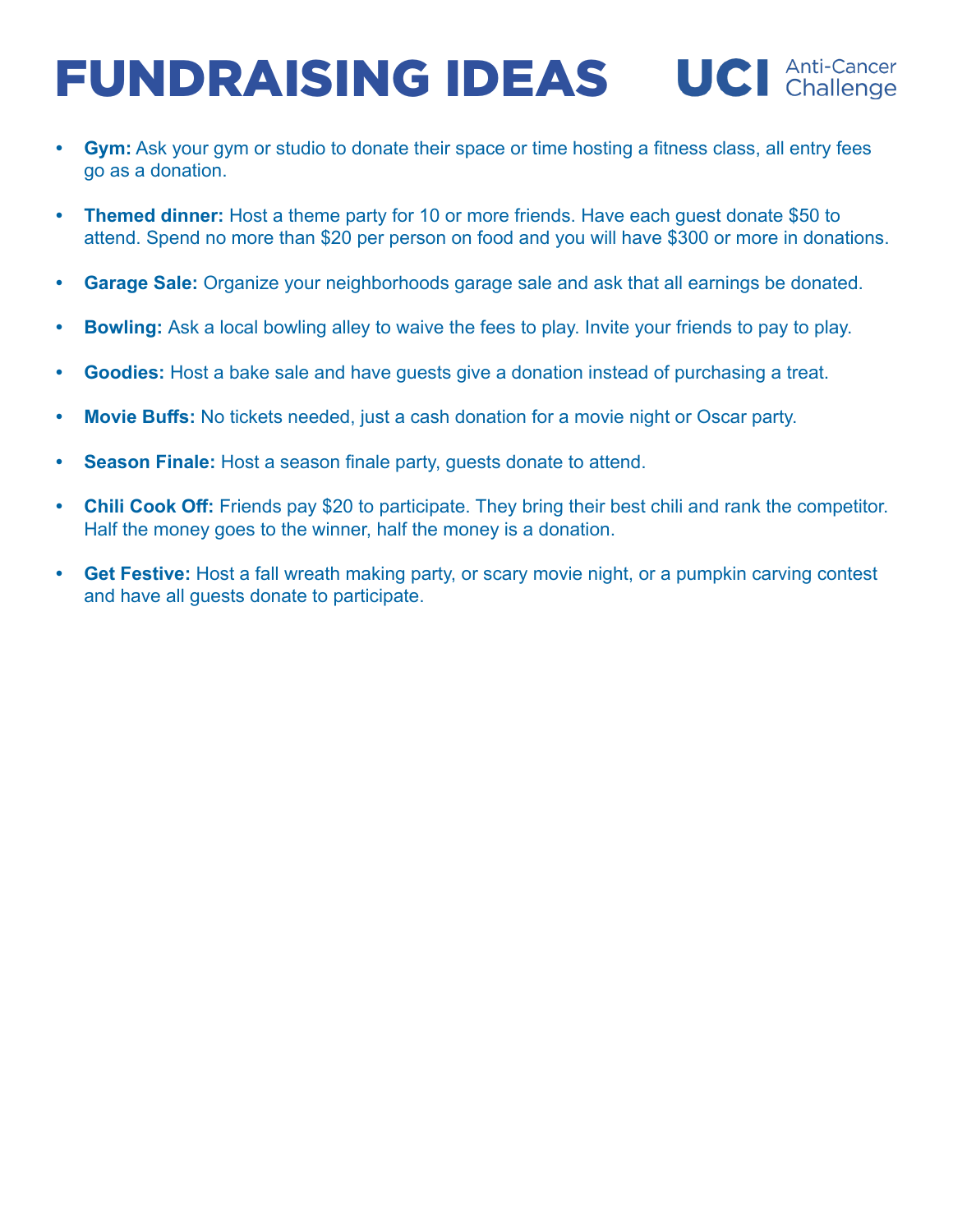# FUNDRAISING IDEAS

UCI Anti-Cancer Challenge

- **Gym:** Ask your gym or studio to donate their space or time hosting a fitness class, all entry fees go as a donation.
- **Themed dinner:** Host a theme party for 10 or more friends. Have each guest donate $50 to attend. Spend no more than $20 per person on food and you will have $300 or more in donations.
- **Garage Sale:** Organize your neighborhoods garage sale and ask that all earnings be donated.
- **Bowling:** Ask a local bowling alley to waive the fees to play. Invite your friends to pay to play.
- **Goodies:** Host a bake sale and have guests give a donation instead of purchasing a treat.
- **Movie Buffs:** No tickets needed, just a cash donation for a movie night or Oscar party.
- **Season Finale:** Host a season finale party, guests donate to attend.
- **Chili Cook Off:** Friends pay $20 to participate. They bring their best chili and rank the competitor. Half the money goes to the winner, half the money is a donation.
- **Get Festive:** Host a fall wreath making party, or scary movie night, or a pumpkin carving contest and have all guests donate to participate.